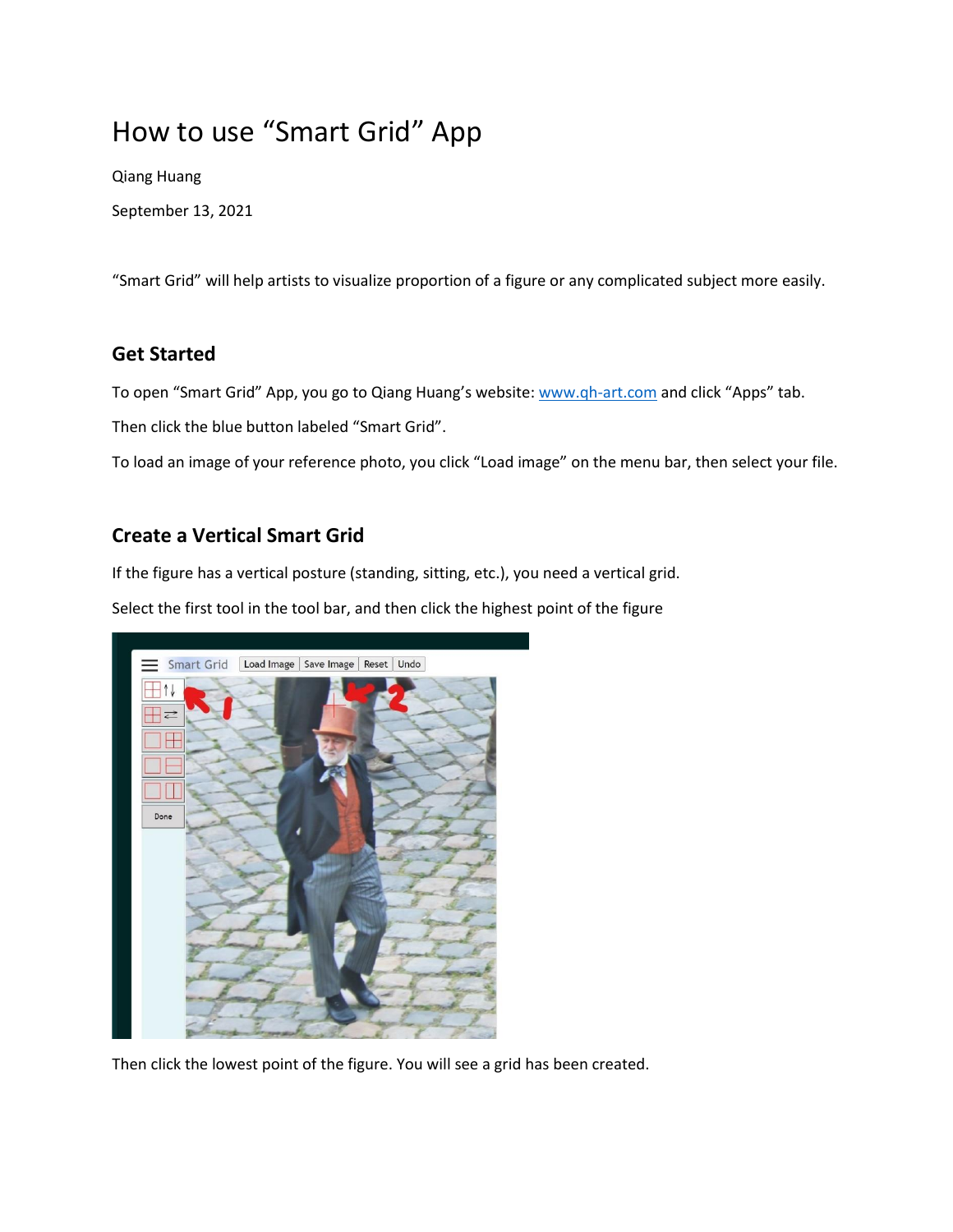# How to use “Smart Grid” App

Qiang Huang

September 13, 2021

“Smart Grid” will help artists to visualize proportion of a figure or any complicated subject more easily.

## Get Started

To open “Smart Grid” App, you go to Qiang Huang’s website: [www.qh-art.com](http://www.qh-art.com) and click “Apps” tab.

Then click the blue button labeled “Smart Grid”.

To load an image of your reference photo, you click “Load image” on the menu bar, then select your file.

## Create a Vertical Smart Grid

If the figure has a vertical posture (standing, sitting, etc.), you need a vertical grid.

Select the first tool in the tool bar, and then click the highest point of the figure

Then click the lowest point of the figure. You will see a grid has been created.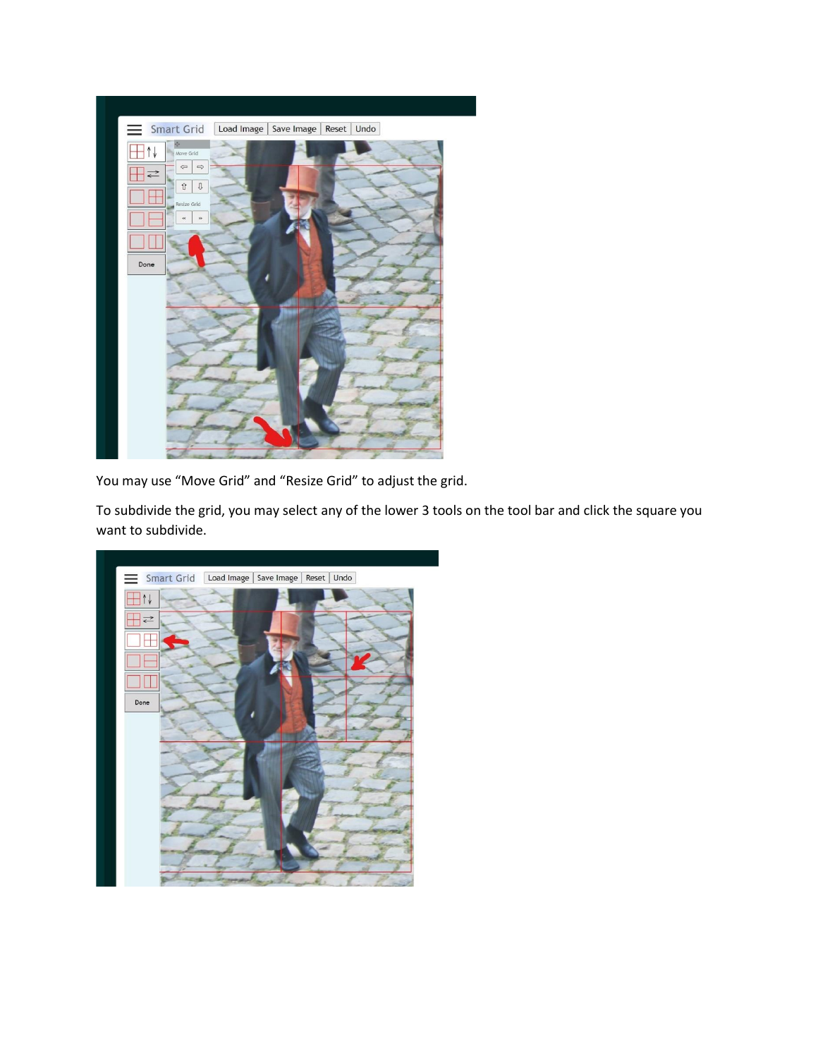You may use “Move Grid” and “Resize Grid” to adjust the grid.

To subdivide the grid, you may select any of the lower 3 tools on the tool bar and click the square you want to subdivide.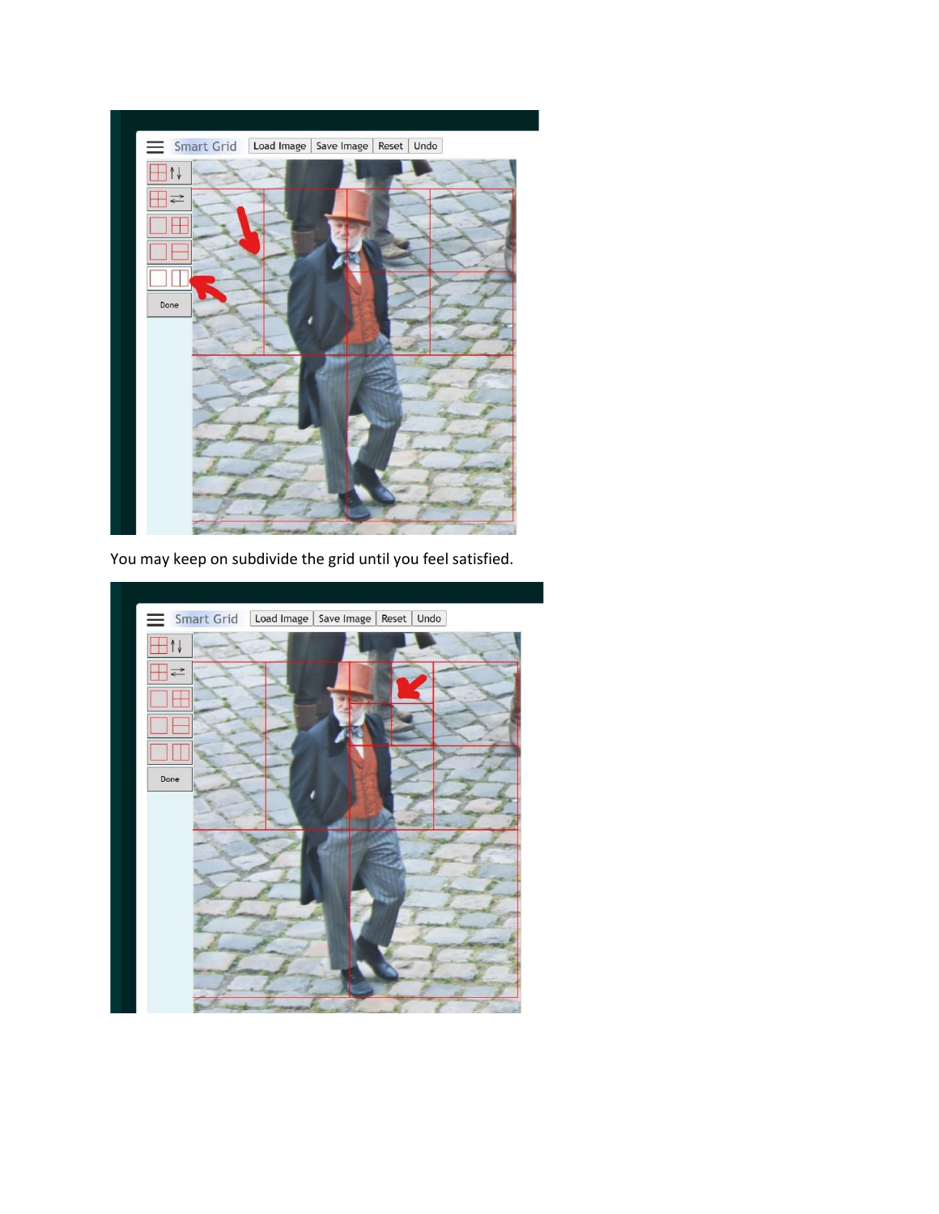You may keep on subdivide the grid until you feel satisfied.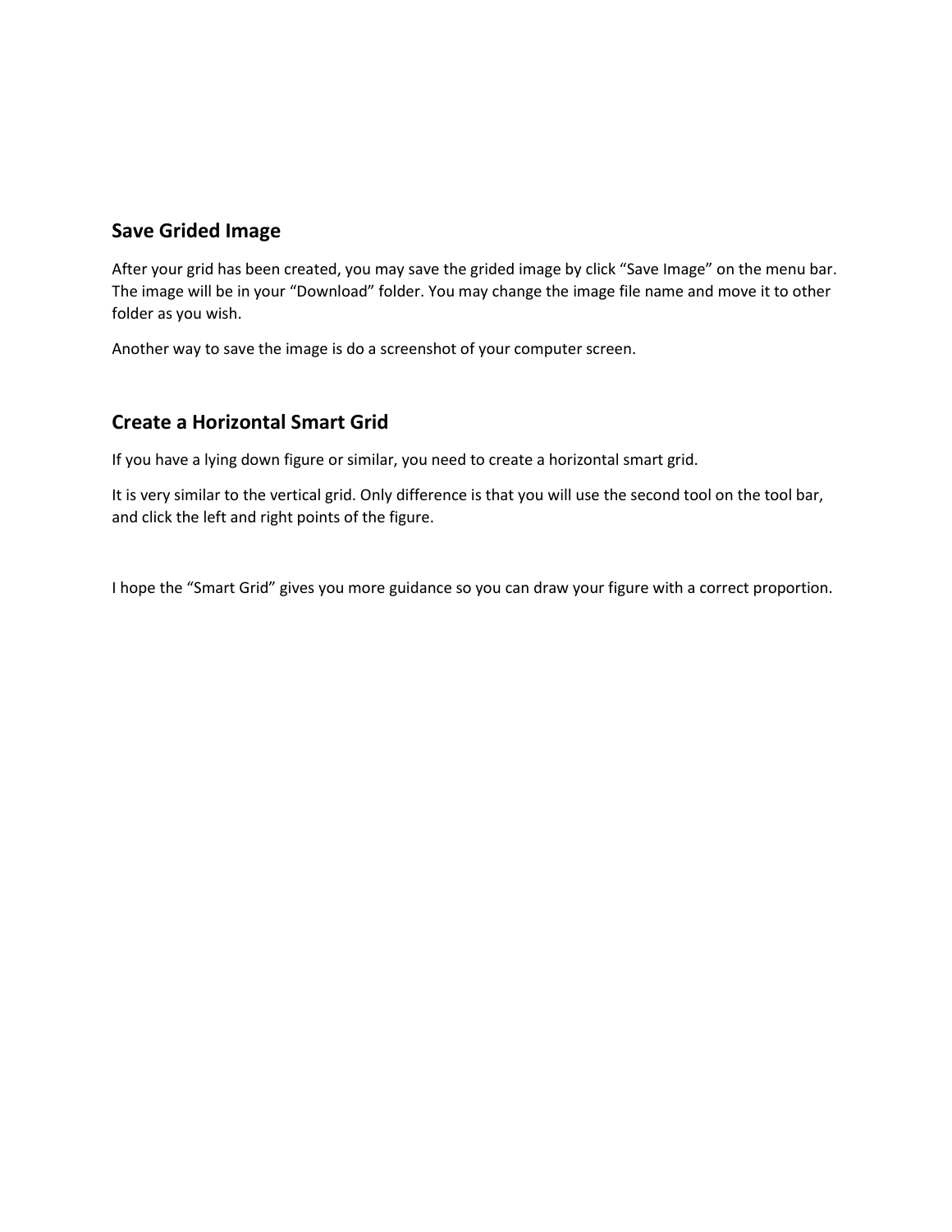## Save Grided Image

After your grid has been created, you may save the grided image by click “Save Image” on the menu bar. The image will be in your “Download” folder. You may change the image file name and move it to other folder as you wish.

Another way to save the image is do a screenshot of your computer screen.

## Create a Horizontal Smart Grid

If you have a lying down figure or similar, you need to create a horizontal smart grid.

It is very similar to the vertical grid. Only difference is that you will use the second tool on the tool bar, and click the left and right points of the figure.

I hope the “Smart Grid” gives you more guidance so you can draw your figure with a correct proportion.